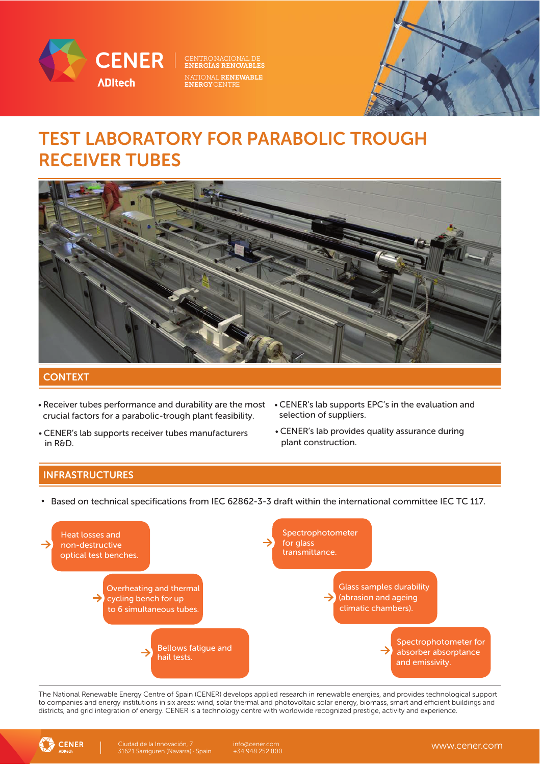CENER

ADItech

CENTRO NACIONAL DE **ENERGÍAS RENOVABLES**

NATIONAL **RENEWABLE ENERGY** CENTRE

# TEST LABORATORY FOR PARABOLIC TROUGH RECEIVER TUBES

## CONTEXT

- Receiver tubes performance and durability are the most crucial factors for a parabolic-trough plant feasibility.
- CENER's lab supports receiver tubes manufacturers in R&D.
- CENER's lab supports EPC's in the evaluation and selection of suppliers.
- CENER's lab provides quality assurance during plant construction.

## INFRASTRUCTURES

- Based on technical specifications from IEC 62862-3-3 draft within the international committee IEC TC 117.

- Heat losses and non-destructive optical test benches.
- Overheating and thermal cycling bench for up to 6 simultaneous tubes.
- Bellows fatigue and hail tests.
- Spectrophotometer for glass transmittance.
- Glass samples durability (abrasion and ageing climatic chambers).
- Spectrophotometer for absorber absorptance and emissivity.

The National Renewable Energy Centre of Spain (CENER) develops applied research in renewable energies, and provides technological support to companies and energy institutions in six areas: wind, solar thermal and photovoltaic solar energy, biomass, smart and efficient buildings and districts, and grid integration of energy. CENER is a technology centre with worldwide recognized prestige, activity and experience.

CENER ADItech | Ciudad de la Innovación, 7 31621 Sarriguren (Navarra) · Spain | info@cener.com +34 948 252 800 | www.cener.com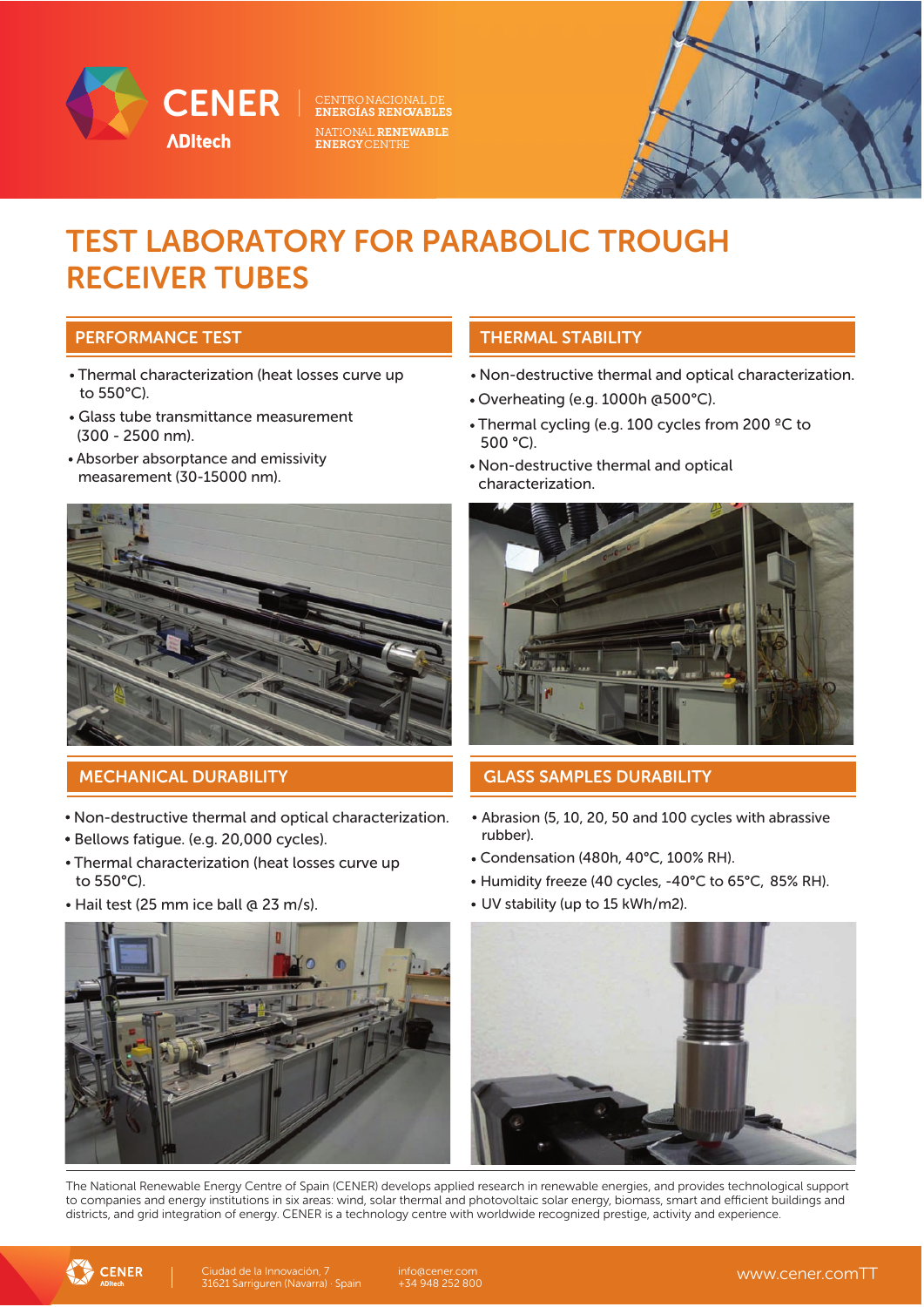CENER
ADItech

CENTRO NACIONAL DE **ENERGÍAS RENOVABLES**
NATIONAL **RENEWABLE ENERGY** CENTRE

# TEST LABORATORY FOR PARABOLIC TROUGH RECEIVER TUBES

## PERFORMANCE TEST

- Thermal characterization (heat losses curve up to 550°C).
- Glass tube transmittance measurement (300 - 2500 nm).
- Absorber absorptance and emissivity measarement (30-15000 nm).

## THERMAL STABILITY

- Non-destructive thermal and optical characterization.
- Overheating (e.g. 1000h @500°C).
- Thermal cycling (e.g. 100 cycles from 200 ºC to 500 °C).
- Non-destructive thermal and optical characterization.

## MECHANICAL DURABILITY

- Non-destructive thermal and optical characterization.
- Bellows fatigue. (e.g. 20,000 cycles).
- Thermal characterization (heat losses curve up to 550°C).
- Hail test (25 mm ice ball @ 23 m/s).

## GLASS SAMPLES DURABILITY

- Abrasion (5, 10, 20, 50 and 100 cycles with abrassive rubber).
- Condensation (480h, 40°C, 100% RH).
- Humidity freeze (40 cycles, -40°C to 65°C, 85% RH).
- UV stability (up to 15 kWh/m2).

The National Renewable Energy Centre of Spain (CENER) develops applied research in renewable energies, and provides technological support to companies and energy institutions in six areas: wind, solar thermal and photovoltaic solar energy, biomass, smart and efficient buildings and districts, and grid integration of energy. CENER is a technology centre with worldwide recognized prestige, activity and experience.

CENER ADItech | Ciudad de la Innovación, 7, 31621 Sarriguren (Navarra) · Spain | info@cener.com, +34 948 252 800 | www.cener.comTT